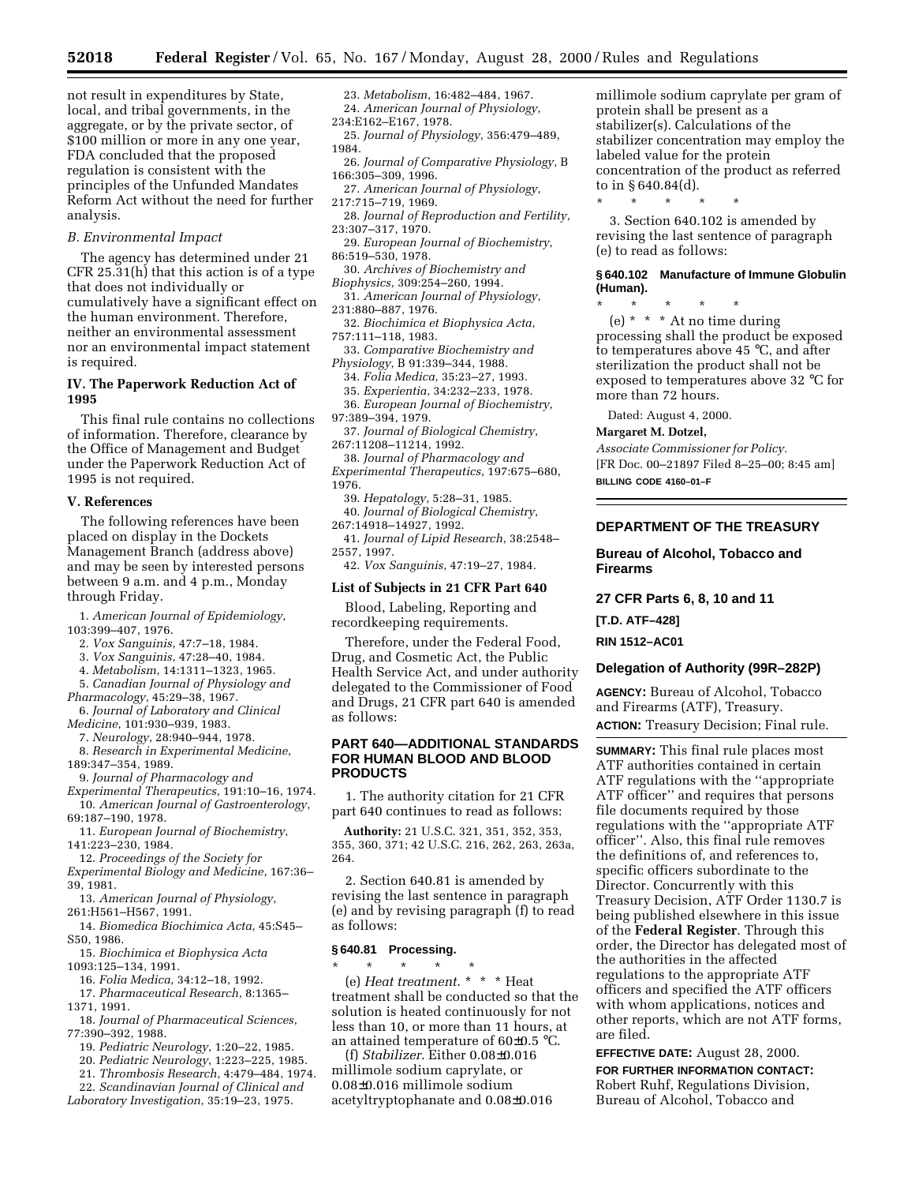not result in expenditures by State, local, and tribal governments, in the aggregate, or by the private sector, of $100 million or more in any one year, FDA concluded that the proposed regulation is consistent with the principles of the Unfunded Mandates Reform Act without the need for further analysis.

### *B. Environmental Impact*

The agency has determined under 21 CFR 25.31(h) that this action is of a type that does not individually or cumulatively have a significant effect on the human environment. Therefore, neither an environmental assessment nor an environmental impact statement is required.

## IV. The Paperwork Reduction Act of 1995

This final rule contains no collections of information. Therefore, clearance by the Office of Management and Budget under the Paperwork Reduction Act of 1995 is not required.

## V. References

The following references have been placed on display in the Dockets Management Branch (address above) and may be seen by interested persons between 9 a.m. and 4 p.m., Monday through Friday.

1. *American Journal of Epidemiology*, 103:399–407, 1976.
2. *Vox Sanguinis*, 47:7–18, 1984.
3. *Vox Sanguinis*, 47:28–40, 1984.
4. *Metabolism*, 14:1311–1323, 1965.
5. *Canadian Journal of Physiology and Pharmacology*, 45:29–38, 1967.
6. *Journal of Laboratory and Clinical Medicine*, 101:930–939, 1983.
7. *Neurology*, 28:940–944, 1978.
8. *Research in Experimental Medicine*, 189:347–354, 1989.
9. *Journal of Pharmacology and Experimental Therapeutics*, 191:10–16, 1974.
10. *American Journal of Gastroenterology*, 69:187–190, 1978.
11. *European Journal of Biochemistry*, 141:223–230, 1984.
12. *Proceedings of the Society for Experimental Biology and Medicine*, 167:36–39, 1981.
13. *American Journal of Physiology*, 261:H561–H567, 1991.
14. *Biomedica Biochimica Acta*, 45:S45–S50, 1986.
15. *Biochimica et Biophysica Acta* 1093:125–134, 1991.
16. *Folia Medica*, 34:12–18, 1992.
17. *Pharmaceutical Research*, 8:1365–1371, 1991.
18. *Journal of Pharmaceutical Sciences*, 77:390–392, 1988.
19. *Pediatric Neurology*, 1:20–22, 1985.
20. *Pediatric Neurology*, 1:223–225, 1985.
21. *Thrombosis Research*, 4:479–484, 1974.
22. *Scandinavian Journal of Clinical and Laboratory Investigation*, 35:19–23, 1975.
23. *Metabolism*, 16:482–484, 1967.
24. *American Journal of Physiology*, 234:E162–E167, 1978.
25. *Journal of Physiology*, 356:479–489, 1984.
26. *Journal of Comparative Physiology*, B 166:305–309, 1996.
27. *American Journal of Physiology*, 217:715–719, 1969.
28. *Journal of Reproduction and Fertility*, 23:307–317, 1970.
29. *European Journal of Biochemistry*, 86:519–530, 1978.
30. *Archives of Biochemistry and Biophysics*, 309:254–260, 1994.
31. *American Journal of Physiology*, 231:880–887, 1976.
32. *Biochimica et Biophysica Acta*, 757:111–118, 1983.
33. *Comparative Biochemistry and Physiology*, B 91:339–344, 1988.
34. *Folia Medica*, 35:23–27, 1993.
35. *Experientia*, 34:232–233, 1978.
36. *European Journal of Biochemistry*, 97:389–394, 1979.
37. *Journal of Biological Chemistry*, 267:11208–11214, 1992.
38. *Journal of Pharmacology and Experimental Therapeutics*, 197:675–680, 1976.
39. *Hepatology*, 5:28–31, 1985.
40. *Journal of Biological Chemistry*, 267:14918–14927, 1992.
41. *Journal of Lipid Research*, 38:2548–2557, 1997.
42. *Vox Sanguinis*, 47:19–27, 1984.

### List of Subjects in 21 CFR Part 640

Blood, Labeling, Reporting and recordkeeping requirements.

Therefore, under the Federal Food, Drug, and Cosmetic Act, the Public Health Service Act, and under authority delegated to the Commissioner of Food and Drugs, 21 CFR part 640 is amended as follows:

## PART 640—ADDITIONAL STANDARDS FOR HUMAN BLOOD AND BLOOD PRODUCTS

1. The authority citation for 21 CFR part 640 continues to read as follows:

**Authority:** 21 U.S.C. 321, 351, 352, 353, 355, 360, 371; 42 U.S.C. 216, 262, 263, 263a, 264.

2. Section 640.81 is amended by revising the last sentence in paragraph (e) and by revising paragraph (f) to read as follows:

### § 640.81 Processing.

\* \* \* \* \*

(e) *Heat treatment*. \* \* \* Heat treatment shall be conducted so that the solution is heated continuously for not less than 10, or more than 11 hours, at an attained temperature of 60±0.5 °C.

(f) *Stabilizer*. Either 0.08±0.016 millimole sodium caprylate, or 0.08±0.016 millimole sodium acetyltryptophanate and 0.08±0.016 millimole sodium caprylate per gram of protein shall be present as a stabilizer(s). Calculations of the stabilizer concentration may employ the labeled value for the protein concentration of the product as referred to in § 640.84(d).

\* \* \* \* \*

3. Section 640.102 is amended by revising the last sentence of paragraph (e) to read as follows:

### § 640.102 Manufacture of Immune Globulin (Human).

\* \* \* \* \*

(e) \* \* \* At no time during processing shall the product be exposed to temperatures above 45 °C, and after sterilization the product shall not be exposed to temperatures above 32 °C for more than 72 hours.

Dated: August 4, 2000.

**Margaret M. Dotzel,**

*Associate Commissioner for Policy.*

[FR Doc. 00–21897 Filed 8–25–00; 8:45 am]

**BILLING CODE 4160–01–F**

---

## DEPARTMENT OF THE TREASURY

### Bureau of Alcohol, Tobacco and Firearms

### 27 CFR Parts 6, 8, 10 and 11

**[T.D. ATF–428]**

**RIN 1512–AC01**

### Delegation of Authority (99R–282P)

**AGENCY:** Bureau of Alcohol, Tobacco and Firearms (ATF), Treasury.

**ACTION:** Treasury Decision; Final rule.

**SUMMARY:** This final rule places most ATF authorities contained in certain ATF regulations with the ''appropriate ATF officer'' and requires that persons file documents required by those regulations with the ''appropriate ATF officer''. Also, this final rule removes the definitions of, and references to, specific officers subordinate to the Director. Concurrently with this Treasury Decision, ATF Order 1130.7 is being published elsewhere in this issue of the **Federal Register**. Through this order, the Director has delegated most of the authorities in the affected regulations to the appropriate ATF officers and specified the ATF officers with whom applications, notices and other reports, which are not ATF forms, are filed.

**EFFECTIVE DATE:** August 28, 2000.

**FOR FURTHER INFORMATION CONTACT:** Robert Ruhf, Regulations Division, Bureau of Alcohol, Tobacco and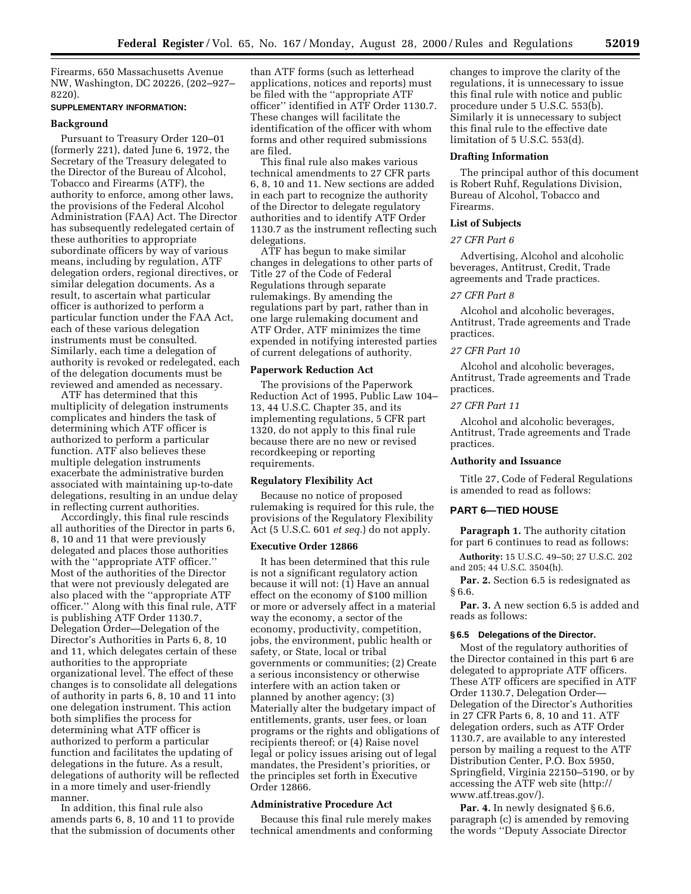Firearms, 650 Massachusetts Avenue NW, Washington, DC 20226, (202–927–8220).

**SUPPLEMENTARY INFORMATION:**

### Background

Pursuant to Treasury Order 120–01 (formerly 221), dated June 6, 1972, the Secretary of the Treasury delegated to the Director of the Bureau of Alcohol, Tobacco and Firearms (ATF), the authority to enforce, among other laws, the provisions of the Federal Alcohol Administration (FAA) Act. The Director has subsequently redelegated certain of these authorities to appropriate subordinate officers by way of various means, including by regulation, ATF delegation orders, regional directives, or similar delegation documents. As a result, to ascertain what particular officer is authorized to perform a particular function under the FAA Act, each of these various delegation instruments must be consulted. Similarly, each time a delegation of authority is revoked or redelegated, each of the delegation documents must be reviewed and amended as necessary.

ATF has determined that this multiplicity of delegation instruments complicates and hinders the task of determining which ATF officer is authorized to perform a particular function. ATF also believes these multiple delegation instruments exacerbate the administrative burden associated with maintaining up-to-date delegations, resulting in an undue delay in reflecting current authorities.

Accordingly, this final rule rescinds all authorities of the Director in parts 6, 8, 10 and 11 that were previously delegated and places those authorities with the ''appropriate ATF officer.'' Most of the authorities of the Director that were not previously delegated are also placed with the ''appropriate ATF officer.'' Along with this final rule, ATF is publishing ATF Order 1130.7, Delegation Order—Delegation of the Director's Authorities in Parts 6, 8, 10 and 11, which delegates certain of these authorities to the appropriate organizational level. The effect of these changes is to consolidate all delegations of authority in parts 6, 8, 10 and 11 into one delegation instrument. This action both simplifies the process for determining what ATF officer is authorized to perform a particular function and facilitates the updating of delegations in the future. As a result, delegations of authority will be reflected in a more timely and user-friendly manner.

In addition, this final rule also amends parts 6, 8, 10 and 11 to provide that the submission of documents other than ATF forms (such as letterhead applications, notices and reports) must be filed with the ''appropriate ATF officer'' identified in ATF Order 1130.7. These changes will facilitate the identification of the officer with whom forms and other required submissions are filed.

This final rule also makes various technical amendments to 27 CFR parts 6, 8, 10 and 11. New sections are added in each part to recognize the authority of the Director to delegate regulatory authorities and to identify ATF Order 1130.7 as the instrument reflecting such delegations.

ATF has begun to make similar changes in delegations to other parts of Title 27 of the Code of Federal Regulations through separate rulemakings. By amending the regulations part by part, rather than in one large rulemaking document and ATF Order, ATF minimizes the time expended in notifying interested parties of current delegations of authority.

### Paperwork Reduction Act

The provisions of the Paperwork Reduction Act of 1995, Public Law 104–13, 44 U.S.C. Chapter 35, and its implementing regulations, 5 CFR part 1320, do not apply to this final rule because there are no new or revised recordkeeping or reporting requirements.

### Regulatory Flexibility Act

Because no notice of proposed rulemaking is required for this rule, the provisions of the Regulatory Flexibility Act (5 U.S.C. 601 *et seq.*) do not apply.

### Executive Order 12866

It has been determined that this rule is not a significant regulatory action because it will not: (1) Have an annual effect on the economy of $100 million or more or adversely affect in a material way the economy, a sector of the economy, productivity, competition, jobs, the environment, public health or safety, or State, local or tribal governments or communities; (2) Create a serious inconsistency or otherwise interfere with an action taken or planned by another agency; (3) Materially alter the budgetary impact of entitlements, grants, user fees, or loan programs or the rights and obligations of recipients thereof; or (4) Raise novel legal or policy issues arising out of legal mandates, the President's priorities, or the principles set forth in Executive Order 12866.

### Administrative Procedure Act

Because this final rule merely makes technical amendments and conforming changes to improve the clarity of the regulations, it is unnecessary to issue this final rule with notice and public procedure under 5 U.S.C. 553(b). Similarly it is unnecessary to subject this final rule to the effective date limitation of 5 U.S.C. 553(d).

### Drafting Information

The principal author of this document is Robert Ruhf, Regulations Division, Bureau of Alcohol, Tobacco and Firearms.

### List of Subjects

*27 CFR Part 6*

Advertising, Alcohol and alcoholic beverages, Antitrust, Credit, Trade agreements and Trade practices.

*27 CFR Part 8*

Alcohol and alcoholic beverages, Antitrust, Trade agreements and Trade practices.

*27 CFR Part 10*

Alcohol and alcoholic beverages, Antitrust, Trade agreements and Trade practices.

*27 CFR Part 11*

Alcohol and alcoholic beverages, Antitrust, Trade agreements and Trade practices.

### Authority and Issuance

Title 27, Code of Federal Regulations is amended to read as follows:

## PART 6—TIED HOUSE

**Paragraph 1.** The authority citation for part 6 continues to read as follows:

**Authority:** 15 U.S.C. 49–50; 27 U.S.C. 202 and 205; 44 U.S.C. 3504(h).

**Par. 2.** Section 6.5 is redesignated as § 6.6.

**Par. 3.** A new section 6.5 is added and reads as follows:

#### § 6.5 Delegations of the Director.

Most of the regulatory authorities of the Director contained in this part 6 are delegated to appropriate ATF officers. These ATF officers are specified in ATF Order 1130.7, Delegation Order—Delegation of the Director's Authorities in 27 CFR Parts 6, 8, 10 and 11. ATF delegation orders, such as ATF Order 1130.7, are available to any interested person by mailing a request to the ATF Distribution Center, P.O. Box 5950, Springfield, Virginia 22150–5190, or by accessing the ATF web site (http://www.atf.treas.gov/).

**Par. 4.** In newly designated § 6.6, paragraph (c) is amended by removing the words ''Deputy Associate Director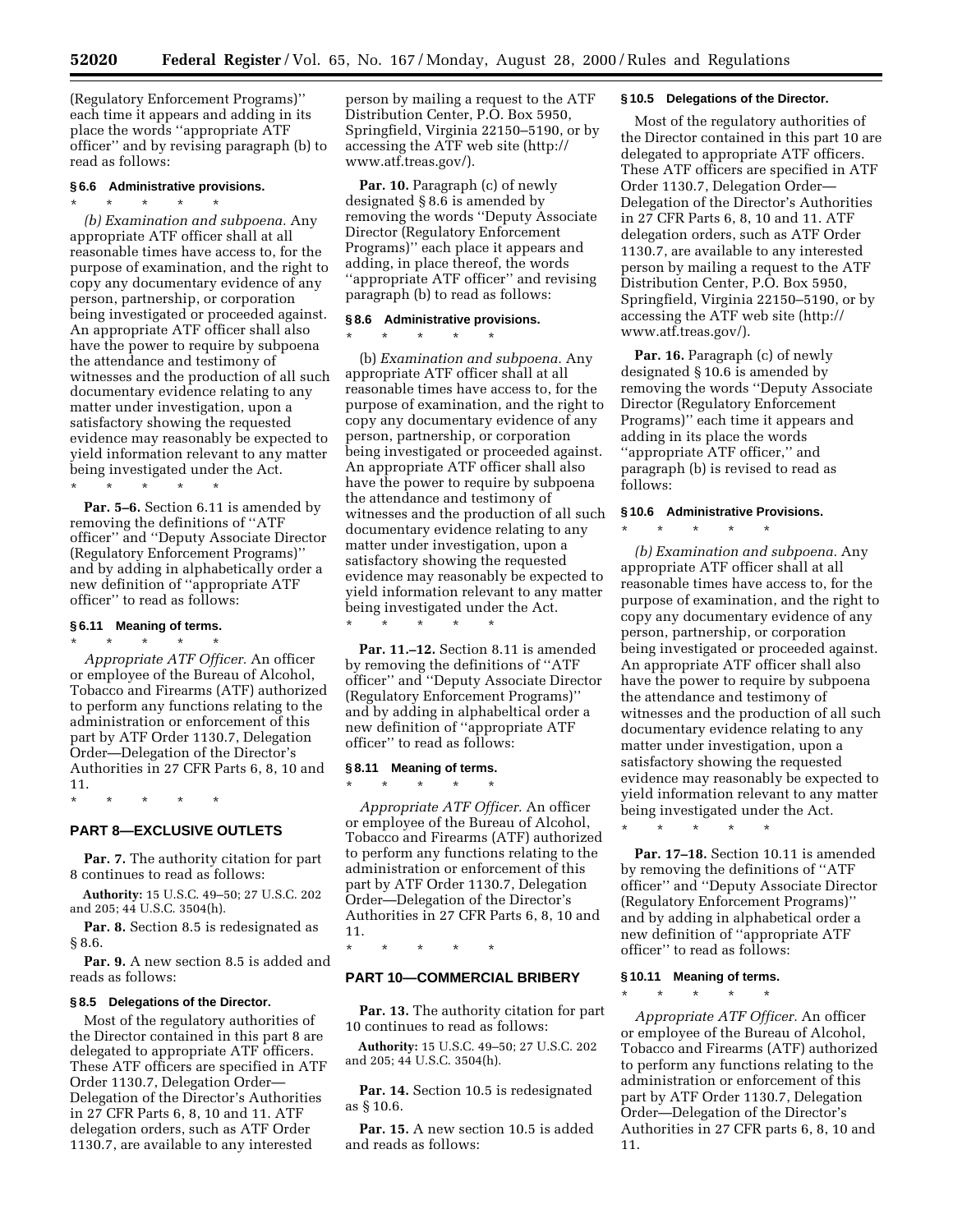(Regulatory Enforcement Programs)'' each time it appears and adding in its place the words ''appropriate ATF officer'' and by revising paragraph (b) to read as follows:

#### § 6.6 Administrative provisions.

\* \* \* \* \*

*(b) Examination and subpoena.* Any appropriate ATF officer shall at all reasonable times have access to, for the purpose of examination, and the right to copy any documentary evidence of any person, partnership, or corporation being investigated or proceeded against. An appropriate ATF officer shall also have the power to require by subpoena the attendance and testimony of witnesses and the production of all such documentary evidence relating to any matter under investigation, upon a satisfactory showing the requested evidence may reasonably be expected to yield information relevant to any matter being investigated under the Act.

\* \* \* \* \*

**Par. 5–6.** Section 6.11 is amended by removing the definitions of ''ATF officer'' and ''Deputy Associate Director (Regulatory Enforcement Programs)'' and by adding in alphabetically order a new definition of ''appropriate ATF officer'' to read as follows:

#### § 6.11 Meaning of terms.

\* \* \* \* \*

*Appropriate ATF Officer.* An officer or employee of the Bureau of Alcohol, Tobacco and Firearms (ATF) authorized to perform any functions relating to the administration or enforcement of this part by ATF Order 1130.7, Delegation Order—Delegation of the Director's Authorities in 27 CFR Parts 6, 8, 10 and 11.

\* \* \* \* \*

## PART 8—EXCLUSIVE OUTLETS

**Par. 7.** The authority citation for part 8 continues to read as follows:

**Authority:** 15 U.S.C. 49–50; 27 U.S.C. 202 and 205; 44 U.S.C. 3504(h).

**Par. 8.** Section 8.5 is redesignated as § 8.6.

**Par. 9.** A new section 8.5 is added and reads as follows:

#### § 8.5 Delegations of the Director.

Most of the regulatory authorities of the Director contained in this part 8 are delegated to appropriate ATF officers. These ATF officers are specified in ATF Order 1130.7, Delegation Order—Delegation of the Director's Authorities in 27 CFR Parts 6, 8, 10 and 11. ATF delegation orders, such as ATF Order 1130.7, are available to any interested person by mailing a request to the ATF Distribution Center, P.O. Box 5950, Springfield, Virginia 22150–5190, or by accessing the ATF web site (http://www.atf.treas.gov/).

**Par. 10.** Paragraph (c) of newly designated § 8.6 is amended by removing the words ''Deputy Associate Director (Regulatory Enforcement Programs)'' each place it appears and adding, in place thereof, the words ''appropriate ATF officer'' and revising paragraph (b) to read as follows:

#### § 8.6 Administrative provisions.

\* \* \* \* \*

(b) *Examination and subpoena.* Any appropriate ATF officer shall at all reasonable times have access to, for the purpose of examination, and the right to copy any documentary evidence of any person, partnership, or corporation being investigated or proceeded against. An appropriate ATF officer shall also have the power to require by subpoena the attendance and testimony of witnesses and the production of all such documentary evidence relating to any matter under investigation, upon a satisfactory showing the requested evidence may reasonably be expected to yield information relevant to any matter being investigated under the Act.

\* \* \* \* \*

**Par. 11.–12.** Section 8.11 is amended by removing the definitions of ''ATF officer'' and ''Deputy Associate Director (Regulatory Enforcement Programs)'' and by adding in alphabeltical order a new definition of ''appropriate ATF officer'' to read as follows:

#### § 8.11 Meaning of terms.

\* \* \* \* \*

*Appropriate ATF Officer.* An officer or employee of the Bureau of Alcohol, Tobacco and Firearms (ATF) authorized to perform any functions relating to the administration or enforcement of this part by ATF Order 1130.7, Delegation Order—Delegation of the Director's Authorities in 27 CFR Parts 6, 8, 10 and 11.

\* \* \* \* \*

## PART 10—COMMERCIAL BRIBERY

**Par. 13.** The authority citation for part 10 continues to read as follows:

**Authority:** 15 U.S.C. 49–50; 27 U.S.C. 202 and 205; 44 U.S.C. 3504(h).

**Par. 14.** Section 10.5 is redesignated as § 10.6.

**Par. 15.** A new section 10.5 is added and reads as follows:

#### § 10.5 Delegations of the Director.

Most of the regulatory authorities of the Director contained in this part 10 are delegated to appropriate ATF officers. These ATF officers are specified in ATF Order 1130.7, Delegation Order—Delegation of the Director's Authorities in 27 CFR Parts 6, 8, 10 and 11. ATF delegation orders, such as ATF Order 1130.7, are available to any interested person by mailing a request to the ATF Distribution Center, P.O. Box 5950, Springfield, Virginia 22150–5190, or by accessing the ATF web site (http://www.atf.treas.gov/).

**Par. 16.** Paragraph (c) of newly designated § 10.6 is amended by removing the words ''Deputy Associate Director (Regulatory Enforcement Programs)'' each time it appears and adding in its place the words ''appropriate ATF officer,'' and paragraph (b) is revised to read as follows:

#### § 10.6 Administrative Provisions.

\* \* \* \* \*

*(b) Examination and subpoena.* Any appropriate ATF officer shall at all reasonable times have access to, for the purpose of examination, and the right to copy any documentary evidence of any person, partnership, or corporation being investigated or proceeded against. An appropriate ATF officer shall also have the power to require by subpoena the attendance and testimony of witnesses and the production of all such documentary evidence relating to any matter under investigation, upon a satisfactory showing the requested evidence may reasonably be expected to yield information relevant to any matter being investigated under the Act.

\* \* \* \* \*

**Par. 17–18.** Section 10.11 is amended by removing the definitions of ''ATF officer'' and ''Deputy Associate Director (Regulatory Enforcement Programs)'' and by adding in alphabetical order a new definition of ''appropriate ATF officer'' to read as follows:

#### § 10.11 Meaning of terms.

\* \* \* \* \*

*Appropriate ATF Officer.* An officer or employee of the Bureau of Alcohol, Tobacco and Firearms (ATF) authorized to perform any functions relating to the administration or enforcement of this part by ATF Order 1130.7, Delegation Order—Delegation of the Director's Authorities in 27 CFR parts 6, 8, 10 and 11.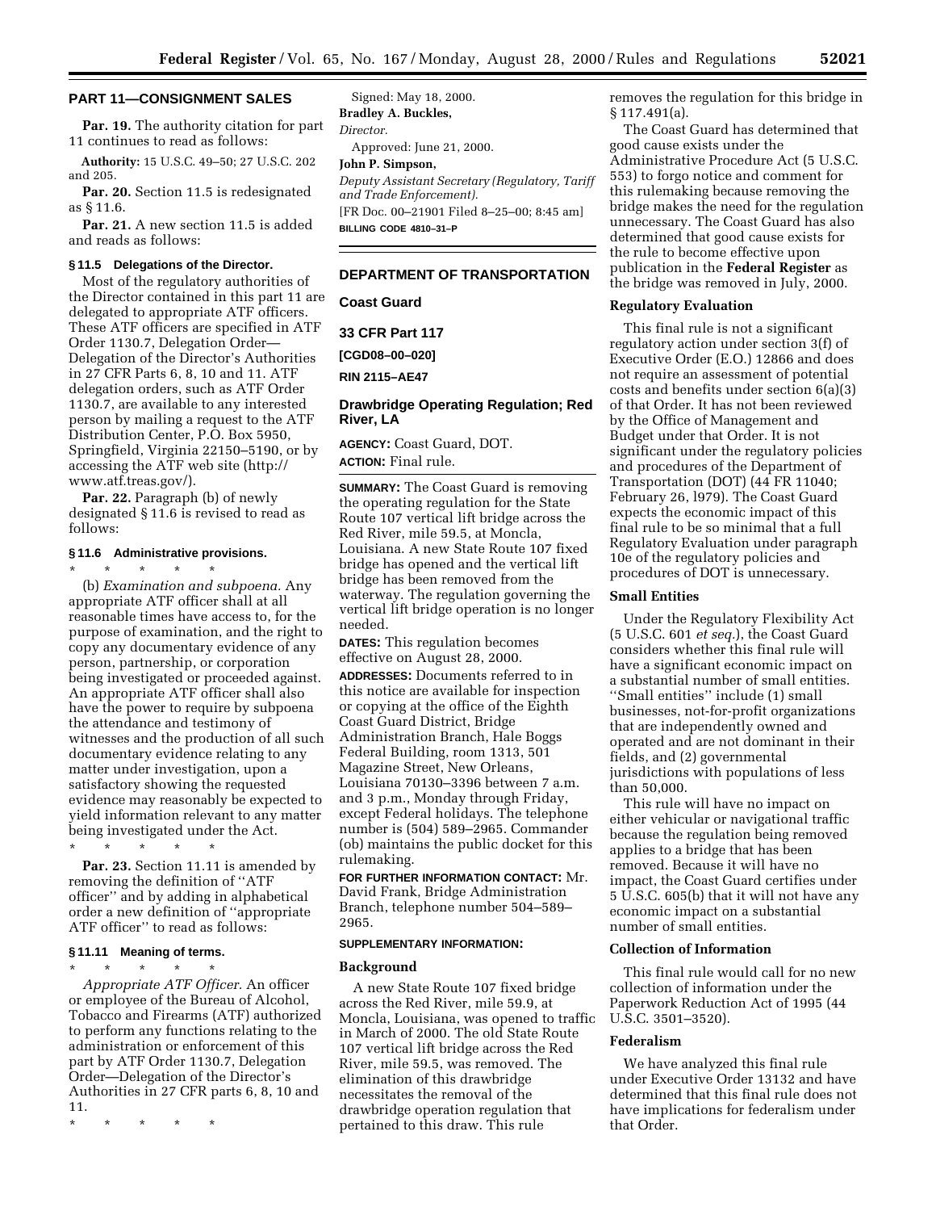## PART 11—CONSIGNMENT SALES

**Par. 19.** The authority citation for part 11 continues to read as follows:

**Authority:** 15 U.S.C. 49–50; 27 U.S.C. 202 and 205.

**Par. 20.** Section 11.5 is redesignated as § 11.6.

**Par. 21.** A new section 11.5 is added and reads as follows:

### § 11.5 Delegations of the Director.

Most of the regulatory authorities of the Director contained in this part 11 are delegated to appropriate ATF officers. These ATF officers are specified in ATF Order 1130.7, Delegation Order—Delegation of the Director's Authorities in 27 CFR Parts 6, 8, 10 and 11. ATF delegation orders, such as ATF Order 1130.7, are available to any interested person by mailing a request to the ATF Distribution Center, P.O. Box 5950, Springfield, Virginia 22150–5190, or by accessing the ATF web site (http://www.atf.treas.gov/).

**Par. 22.** Paragraph (b) of newly designated § 11.6 is revised to read as follows:

### § 11.6 Administrative provisions.

\* \* \* \* \*

(b) *Examination and subpoena.* Any appropriate ATF officer shall at all reasonable times have access to, for the purpose of examination, and the right to copy any documentary evidence of any person, partnership, or corporation being investigated or proceeded against. An appropriate ATF officer shall also have the power to require by subpoena the attendance and testimony of witnesses and the production of all such documentary evidence relating to any matter under investigation, upon a satisfactory showing the requested evidence may reasonably be expected to yield information relevant to any matter being investigated under the Act.

\* \* \* \* \*

**Par. 23.** Section 11.11 is amended by removing the definition of ''ATF officer'' and by adding in alphabetical order a new definition of ''appropriate ATF officer'' to read as follows:

### § 11.11 Meaning of terms.

\* \* \* \* \*

*Appropriate ATF Officer.* An officer or employee of the Bureau of Alcohol, Tobacco and Firearms (ATF) authorized to perform any functions relating to the administration or enforcement of this part by ATF Order 1130.7, Delegation Order—Delegation of the Director's Authorities in 27 CFR parts 6, 8, 10 and 11.

\* \* \* \* \*

Signed: May 18, 2000.

**Bradley A. Buckles,**

*Director.*

Approved: June 21, 2000.

**John P. Simpson,**

*Deputy Assistant Secretary (Regulatory, Tariff and Trade Enforcement).*

[FR Doc. 00–21901 Filed 8–25–00; 8:45 am]

**BILLING CODE 4810–31–P**

---

## DEPARTMENT OF TRANSPORTATION

## Coast Guard

## 33 CFR Part 117

## [CGD08–00–020]

## RIN 2115–AE47

## Drawbridge Operating Regulation; Red River, LA

**AGENCY:** Coast Guard, DOT.

**ACTION:** Final rule.

**SUMMARY:** The Coast Guard is removing the operating regulation for the State Route 107 vertical lift bridge across the Red River, mile 59.5, at Moncla, Louisiana. A new State Route 107 fixed bridge has opened and the vertical lift bridge has been removed from the waterway. The regulation governing the vertical lift bridge operation is no longer needed.

**DATES:** This regulation becomes effective on August 28, 2000.

**ADDRESSES:** Documents referred to in this notice are available for inspection or copying at the office of the Eighth Coast Guard District, Bridge Administration Branch, Hale Boggs Federal Building, room 1313, 501 Magazine Street, New Orleans, Louisiana 70130–3396 between 7 a.m. and 3 p.m., Monday through Friday, except Federal holidays. The telephone number is (504) 589–2965. Commander (ob) maintains the public docket for this rulemaking.

**FOR FURTHER INFORMATION CONTACT:** Mr. David Frank, Bridge Administration Branch, telephone number 504–589–2965.

**SUPPLEMENTARY INFORMATION:**

### Background

A new State Route 107 fixed bridge across the Red River, mile 59.9, at Moncla, Louisiana, was opened to traffic in March of 2000. The old State Route 107 vertical lift bridge across the Red River, mile 59.5, was removed. The elimination of this drawbridge necessitates the removal of the drawbridge operation regulation that pertained to this draw. This rule removes the regulation for this bridge in § 117.491(a).

The Coast Guard has determined that good cause exists under the Administrative Procedure Act (5 U.S.C. 553) to forgo notice and comment for this rulemaking because removing the bridge makes the need for the regulation unnecessary. The Coast Guard has also determined that good cause exists for the rule to become effective upon publication in the **Federal Register** as the bridge was removed in July, 2000.

### Regulatory Evaluation

This final rule is not a significant regulatory action under section 3(f) of Executive Order (E.O.) 12866 and does not require an assessment of potential costs and benefits under section 6(a)(3) of that Order. It has not been reviewed by the Office of Management and Budget under that Order. It is not significant under the regulatory policies and procedures of the Department of Transportation (DOT) (44 FR 11040; February 26, l979). The Coast Guard expects the economic impact of this final rule to be so minimal that a full Regulatory Evaluation under paragraph 10e of the regulatory policies and procedures of DOT is unnecessary.

### Small Entities

Under the Regulatory Flexibility Act (5 U.S.C. 601 *et seq.*), the Coast Guard considers whether this final rule will have a significant economic impact on a substantial number of small entities. ''Small entities'' include (1) small businesses, not-for-profit organizations that are independently owned and operated and are not dominant in their fields, and (2) governmental jurisdictions with populations of less than 50,000.

This rule will have no impact on either vehicular or navigational traffic because the regulation being removed applies to a bridge that has been removed. Because it will have no impact, the Coast Guard certifies under 5 U.S.C. 605(b) that it will not have any economic impact on a substantial number of small entities.

### Collection of Information

This final rule would call for no new collection of information under the Paperwork Reduction Act of 1995 (44 U.S.C. 3501–3520).

### Federalism

We have analyzed this final rule under Executive Order 13132 and have determined that this final rule does not have implications for federalism under that Order.